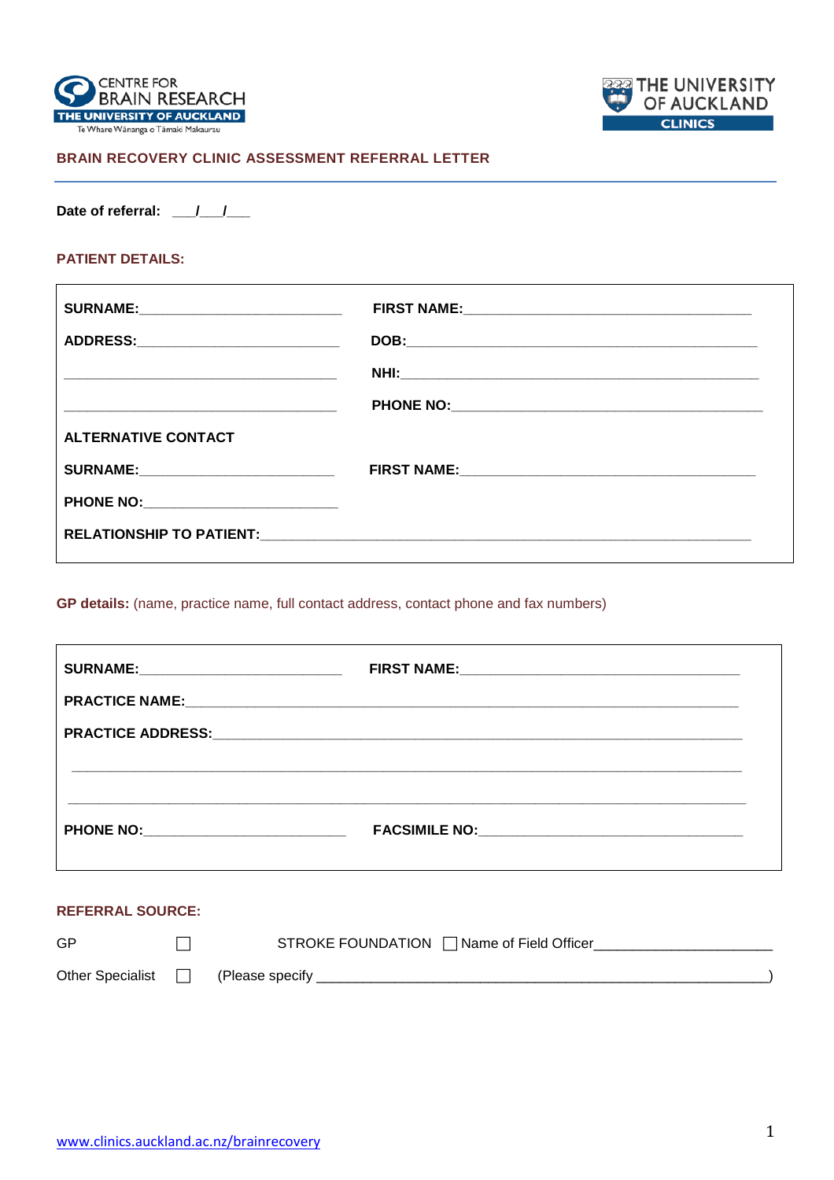CENTRE FOR BRAIN RESEARCH
THE UNIVERSITY OF AUCKLAND
Te Whare Wānanga o Tāmaki Makaurau

THE UNIVERSITY OF AUCKLAND
CLINICS

## BRAIN RECOVERY CLINIC ASSESSMENT REFERRAL LETTER

**Date of referral:** ___/___/___

### PATIENT DETAILS:

**SURNAME:**___________________________ **FIRST NAME:**_______________________________________

**ADDRESS:**___________________________ **DOB:**_______________________________________________

____________________________________ **NHI:**________________________________________________

____________________________________ **PHONE NO:**___________________________________________

**ALTERNATIVE CONTACT**

**SURNAME:**__________________________ **FIRST NAME:**_______________________________________

**PHONE NO:**_________________________

**RELATIONSHIP TO PATIENT:**_________________________________________________________________

**GP details:** (name, practice name, full contact address, contact phone and fax numbers)

**SURNAME:**___________________________ **FIRST NAME:**_____________________________________

**PRACTICE NAME:**________________________________________________________________________

**PRACTICE ADDRESS:**_____________________________________________________________________

_________________________________________________________________________________________

_________________________________________________________________________________________

**PHONE NO:**__________________________ **FACSIMILE NO:**___________________________________

### REFERRAL SOURCE:

GP ☐ STROKE FOUNDATION ☐ Name of Field Officer______________________

Other Specialist ☐ (Please specify ___________________________________________________________)

www.clinics.auckland.ac.nz/brainrecovery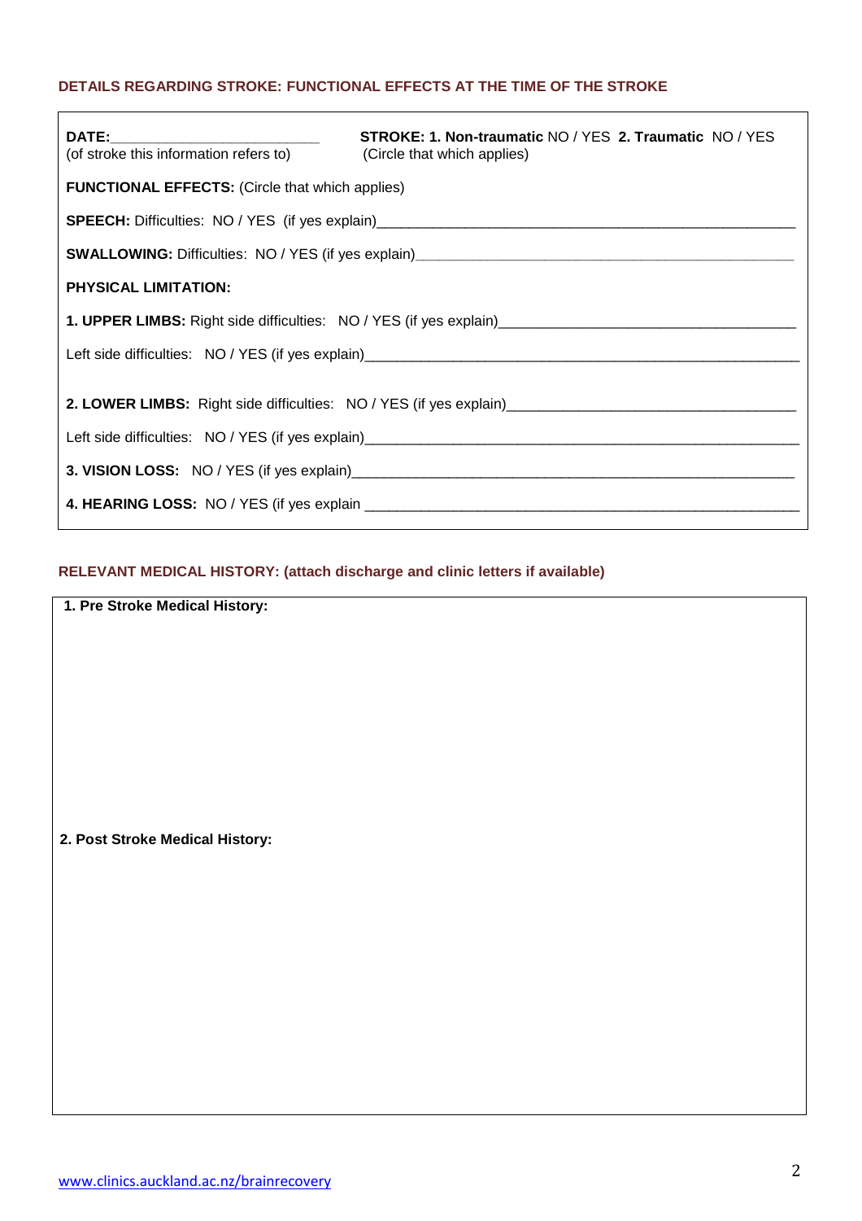## DETAILS REGARDING STROKE: FUNCTIONAL EFFECTS AT THE TIME OF THE STROKE

**DATE:**___________________________
(of stroke this information refers to)

**STROKE: 1. Non-traumatic** NO / YES **2. Traumatic** NO / YES
(Circle that which applies)

**FUNCTIONAL EFFECTS:** (Circle that which applies)

**SPEECH:** Difficulties: NO / YES (if yes explain)_____________________________________________________

**SWALLOWING:** Difficulties: NO / YES (if yes explain)_________________________________________________

**PHYSICAL LIMITATION:**

**1. UPPER LIMBS:** Right side difficulties: NO / YES (if yes explain)_____________________________________

Left side difficulties: NO / YES (if yes explain)_________________________________________________________

**2. LOWER LIMBS:** Right side difficulties: NO / YES (if yes explain)____________________________________

Left side difficulties: NO / YES (if yes explain)_________________________________________________________

**3. VISION LOSS:** NO / YES (if yes explain)_____________________________________________________________

**4. HEARING LOSS:** NO / YES (if yes explain ____________________________________________________________

## RELEVANT MEDICAL HISTORY: (attach discharge and clinic letters if available)

**1. Pre Stroke Medical History:**

**2. Post Stroke Medical History:**

www.clinics.auckland.ac.nz/brainrecovery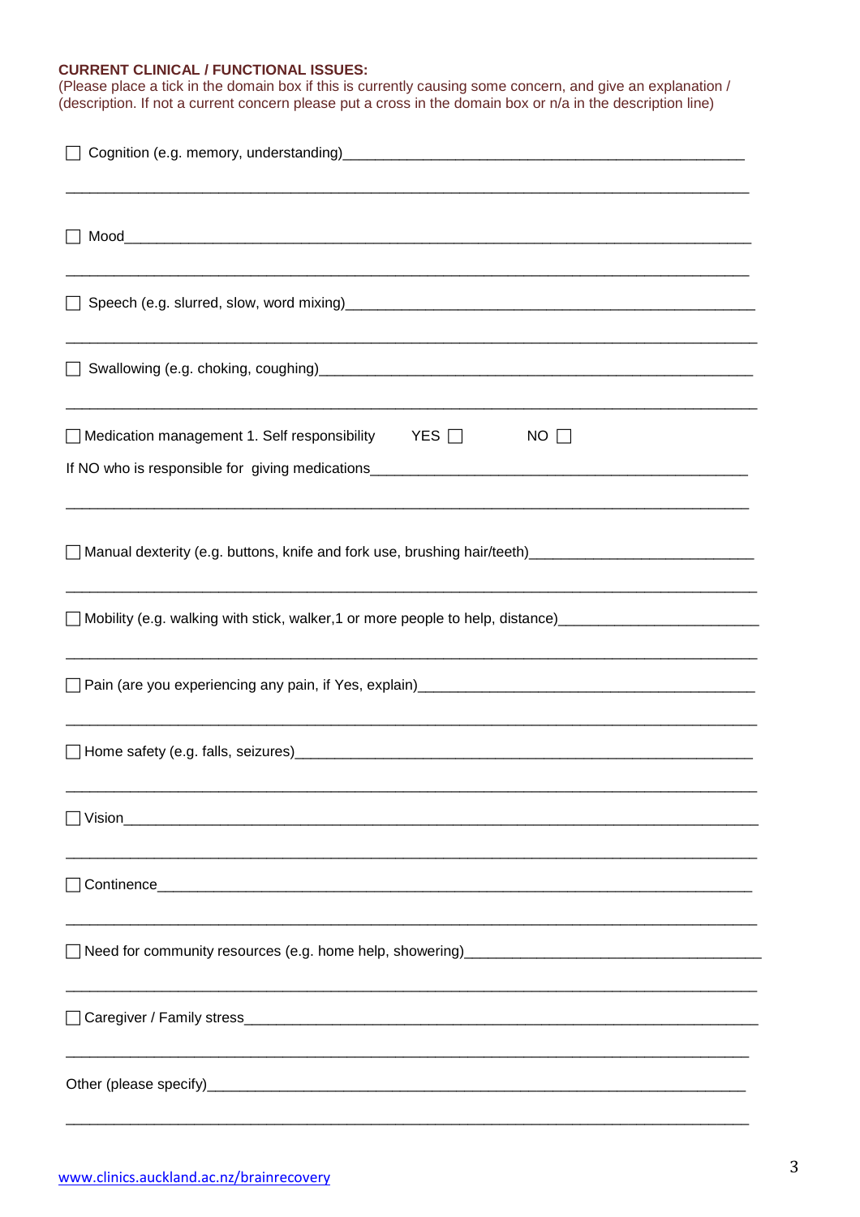**CURRENT CLINICAL / FUNCTIONAL ISSUES:**

(Please place a tick in the domain box if this is currently causing some concern, and give an explanation / (description. If not a current concern please put a cross in the domain box or n/a in the description line)

☐ Cognition (e.g. memory, understanding)\_\_\_\_\_\_\_\_\_\_\_\_\_\_\_\_\_\_\_\_\_\_\_\_\_\_\_\_\_\_\_\_\_\_\_\_\_\_\_\_\_\_\_\_\_\_\_\_\_\_\_\_\_\_

\_\_\_\_\_\_\_\_\_\_\_\_\_\_\_\_\_\_\_\_\_\_\_\_\_\_\_\_\_\_\_\_\_\_\_\_\_\_\_\_\_\_\_\_\_\_\_\_\_\_\_\_\_\_\_\_\_\_\_\_\_\_\_\_\_\_\_\_\_\_\_\_\_\_\_\_\_\_\_\_\_\_

☐ Mood\_\_\_\_\_\_\_\_\_\_\_\_\_\_\_\_\_\_\_\_\_\_\_\_\_\_\_\_\_\_\_\_\_\_\_\_\_\_\_\_\_\_\_\_\_\_\_\_\_\_\_\_\_\_\_\_\_\_\_\_\_\_\_\_\_\_\_\_\_\_\_\_\_\_\_\_\_\_

\_\_\_\_\_\_\_\_\_\_\_\_\_\_\_\_\_\_\_\_\_\_\_\_\_\_\_\_\_\_\_\_\_\_\_\_\_\_\_\_\_\_\_\_\_\_\_\_\_\_\_\_\_\_\_\_\_\_\_\_\_\_\_\_\_\_\_\_\_\_\_\_\_\_\_\_\_\_\_\_\_\_

☐ Speech (e.g. slurred, slow, word mixing)\_\_\_\_\_\_\_\_\_\_\_\_\_\_\_\_\_\_\_\_\_\_\_\_\_\_\_\_\_\_\_\_\_\_\_\_\_\_\_\_\_\_\_\_\_\_\_\_\_\_\_\_\_\_

\_\_\_\_\_\_\_\_\_\_\_\_\_\_\_\_\_\_\_\_\_\_\_\_\_\_\_\_\_\_\_\_\_\_\_\_\_\_\_\_\_\_\_\_\_\_\_\_\_\_\_\_\_\_\_\_\_\_\_\_\_\_\_\_\_\_\_\_\_\_\_\_\_\_\_\_\_\_\_\_\_\_

☐ Swallowing (e.g. choking, coughing)\_\_\_\_\_\_\_\_\_\_\_\_\_\_\_\_\_\_\_\_\_\_\_\_\_\_\_\_\_\_\_\_\_\_\_\_\_\_\_\_\_\_\_\_\_\_\_\_\_\_\_\_\_\_\_\_

\_\_\_\_\_\_\_\_\_\_\_\_\_\_\_\_\_\_\_\_\_\_\_\_\_\_\_\_\_\_\_\_\_\_\_\_\_\_\_\_\_\_\_\_\_\_\_\_\_\_\_\_\_\_\_\_\_\_\_\_\_\_\_\_\_\_\_\_\_\_\_\_\_\_\_\_\_\_\_\_\_\_

☐ Medication management 1. Self responsibility    YES ☐    NO ☐

If NO who is responsible for giving medications\_\_\_\_\_\_\_\_\_\_\_\_\_\_\_\_\_\_\_\_\_\_\_\_\_\_\_\_\_\_\_\_\_\_\_\_\_\_\_\_\_\_\_\_\_\_\_\_\_

\_\_\_\_\_\_\_\_\_\_\_\_\_\_\_\_\_\_\_\_\_\_\_\_\_\_\_\_\_\_\_\_\_\_\_\_\_\_\_\_\_\_\_\_\_\_\_\_\_\_\_\_\_\_\_\_\_\_\_\_\_\_\_\_\_\_\_\_\_\_\_\_\_\_\_\_\_\_\_\_\_\_

☐ Manual dexterity (e.g. buttons, knife and fork use, brushing hair/teeth)\_\_\_\_\_\_\_\_\_\_\_\_\_\_\_\_\_\_\_\_\_\_\_\_\_\_\_\_

\_\_\_\_\_\_\_\_\_\_\_\_\_\_\_\_\_\_\_\_\_\_\_\_\_\_\_\_\_\_\_\_\_\_\_\_\_\_\_\_\_\_\_\_\_\_\_\_\_\_\_\_\_\_\_\_\_\_\_\_\_\_\_\_\_\_\_\_\_\_\_\_\_\_\_\_\_\_\_\_\_\_

☐ Mobility (e.g. walking with stick, walker,1 or more people to help, distance)\_\_\_\_\_\_\_\_\_\_\_\_\_\_\_\_\_\_\_\_\_\_\_\_\_

\_\_\_\_\_\_\_\_\_\_\_\_\_\_\_\_\_\_\_\_\_\_\_\_\_\_\_\_\_\_\_\_\_\_\_\_\_\_\_\_\_\_\_\_\_\_\_\_\_\_\_\_\_\_\_\_\_\_\_\_\_\_\_\_\_\_\_\_\_\_\_\_\_\_\_\_\_\_\_\_\_\_

☐ Pain (are you experiencing any pain, if Yes, explain)\_\_\_\_\_\_\_\_\_\_\_\_\_\_\_\_\_\_\_\_\_\_\_\_\_\_\_\_\_\_\_\_\_\_\_\_\_\_\_\_\_\_\_

\_\_\_\_\_\_\_\_\_\_\_\_\_\_\_\_\_\_\_\_\_\_\_\_\_\_\_\_\_\_\_\_\_\_\_\_\_\_\_\_\_\_\_\_\_\_\_\_\_\_\_\_\_\_\_\_\_\_\_\_\_\_\_\_\_\_\_\_\_\_\_\_\_\_\_\_\_\_\_\_\_\_

☐ Home safety (e.g. falls, seizures)\_\_\_\_\_\_\_\_\_\_\_\_\_\_\_\_\_\_\_\_\_\_\_\_\_\_\_\_\_\_\_\_\_\_\_\_\_\_\_\_\_\_\_\_\_\_\_\_\_\_\_\_\_\_\_\_\_\_\_

\_\_\_\_\_\_\_\_\_\_\_\_\_\_\_\_\_\_\_\_\_\_\_\_\_\_\_\_\_\_\_\_\_\_\_\_\_\_\_\_\_\_\_\_\_\_\_\_\_\_\_\_\_\_\_\_\_\_\_\_\_\_\_\_\_\_\_\_\_\_\_\_\_\_\_\_\_\_\_\_\_\_

☐ Vision\_\_\_\_\_\_\_\_\_\_\_\_\_\_\_\_\_\_\_\_\_\_\_\_\_\_\_\_\_\_\_\_\_\_\_\_\_\_\_\_\_\_\_\_\_\_\_\_\_\_\_\_\_\_\_\_\_\_\_\_\_\_\_\_\_\_\_\_\_\_\_\_\_\_\_\_\_\_

\_\_\_\_\_\_\_\_\_\_\_\_\_\_\_\_\_\_\_\_\_\_\_\_\_\_\_\_\_\_\_\_\_\_\_\_\_\_\_\_\_\_\_\_\_\_\_\_\_\_\_\_\_\_\_\_\_\_\_\_\_\_\_\_\_\_\_\_\_\_\_\_\_\_\_\_\_\_\_\_\_\_

☐ Continence\_\_\_\_\_\_\_\_\_\_\_\_\_\_\_\_\_\_\_\_\_\_\_\_\_\_\_\_\_\_\_\_\_\_\_\_\_\_\_\_\_\_\_\_\_\_\_\_\_\_\_\_\_\_\_\_\_\_\_\_\_\_\_\_\_\_\_\_\_\_\_\_\_\_

\_\_\_\_\_\_\_\_\_\_\_\_\_\_\_\_\_\_\_\_\_\_\_\_\_\_\_\_\_\_\_\_\_\_\_\_\_\_\_\_\_\_\_\_\_\_\_\_\_\_\_\_\_\_\_\_\_\_\_\_\_\_\_\_\_\_\_\_\_\_\_\_\_\_\_\_\_\_\_\_\_\_

☐ Need for community resources (e.g. home help, showering)\_\_\_\_\_\_\_\_\_\_\_\_\_\_\_\_\_\_\_\_\_\_\_\_\_\_\_\_\_\_\_\_\_\_\_\_\_\_

\_\_\_\_\_\_\_\_\_\_\_\_\_\_\_\_\_\_\_\_\_\_\_\_\_\_\_\_\_\_\_\_\_\_\_\_\_\_\_\_\_\_\_\_\_\_\_\_\_\_\_\_\_\_\_\_\_\_\_\_\_\_\_\_\_\_\_\_\_\_\_\_\_\_\_\_\_\_\_\_\_\_

☐ Caregiver / Family stress\_\_\_\_\_\_\_\_\_\_\_\_\_\_\_\_\_\_\_\_\_\_\_\_\_\_\_\_\_\_\_\_\_\_\_\_\_\_\_\_\_\_\_\_\_\_\_\_\_\_\_\_\_\_\_\_\_\_\_\_\_\_\_\_\_

\_\_\_\_\_\_\_\_\_\_\_\_\_\_\_\_\_\_\_\_\_\_\_\_\_\_\_\_\_\_\_\_\_\_\_\_\_\_\_\_\_\_\_\_\_\_\_\_\_\_\_\_\_\_\_\_\_\_\_\_\_\_\_\_\_\_\_\_\_\_\_\_\_\_\_\_\_\_\_\_\_\_

Other (please specify)\_\_\_\_\_\_\_\_\_\_\_\_\_\_\_\_\_\_\_\_\_\_\_\_\_\_\_\_\_\_\_\_\_\_\_\_\_\_\_\_\_\_\_\_\_\_\_\_\_\_\_\_\_\_\_\_\_\_\_\_\_\_\_\_\_\_\_\_\_

\_\_\_\_\_\_\_\_\_\_\_\_\_\_\_\_\_\_\_\_\_\_\_\_\_\_\_\_\_\_\_\_\_\_\_\_\_\_\_\_\_\_\_\_\_\_\_\_\_\_\_\_\_\_\_\_\_\_\_\_\_\_\_\_\_\_\_\_\_\_\_\_\_\_\_\_\_\_\_\_\_\_

www.clinics.auckland.ac.nz/brainrecovery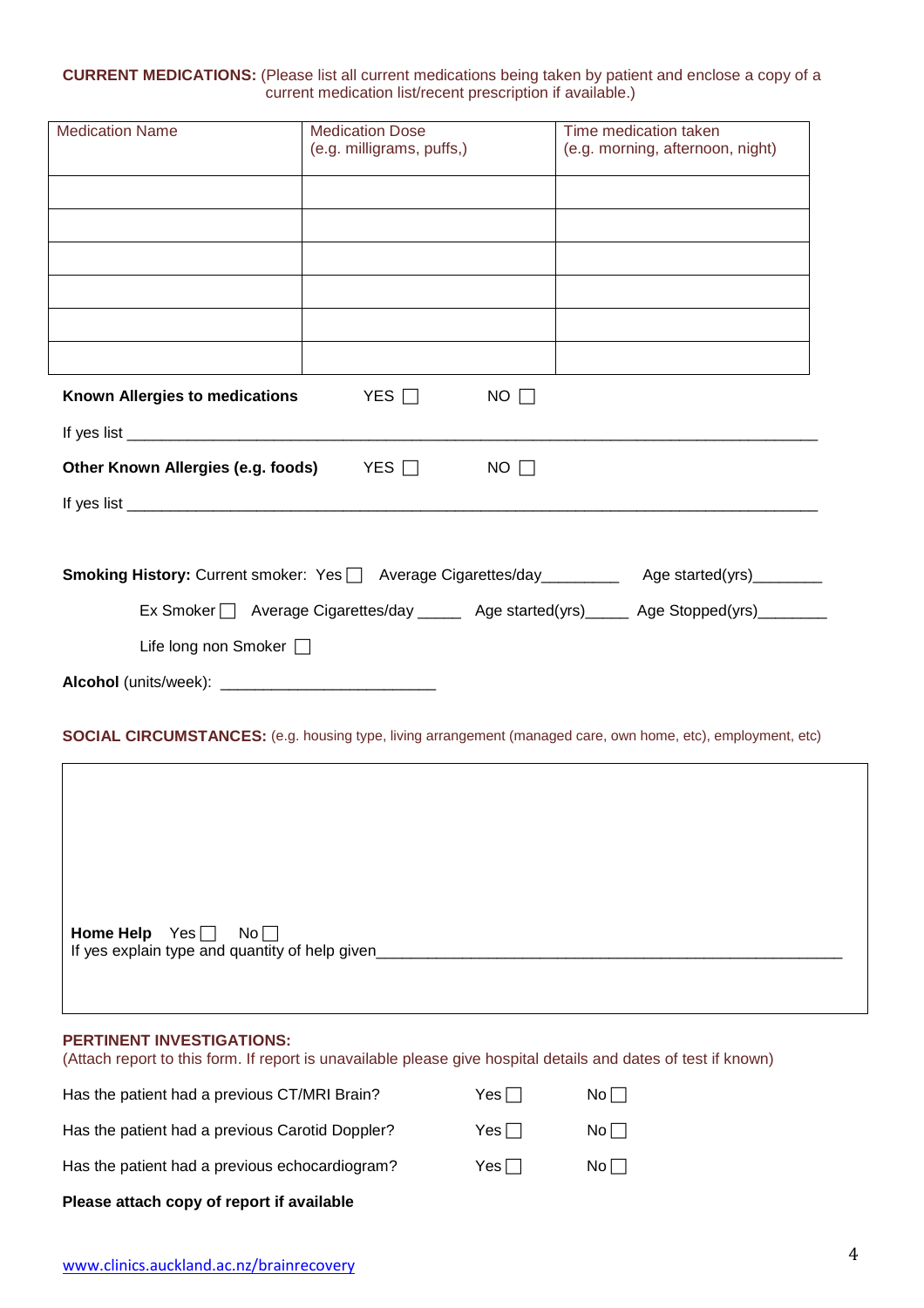**CURRENT MEDICATIONS:** (Please list all current medications being taken by patient and enclose a copy of a current medication list/recent prescription if available.)

| Medication Name | Medication Dose (e.g. milligrams, puffs,) | Time medication taken (e.g. morning, afternoon, night) |
|---|---|---|
| | | |
| | | |
| | | |
| | | |
| | | |
| | | |

**Known Allergies to medications** YES ☐ NO ☐

If yes list ___________________________________________________________________________

**Other Known Allergies (e.g. foods)** YES ☐ NO ☐

If yes list ___________________________________________________________________________

**Smoking History:** Current smoker: Yes ☐ Average Cigarettes/day_________ Age started(yrs)________

Ex Smoker ☐ Average Cigarettes/day _____ Age started(yrs)_____ Age Stopped(yrs)________

Life long non Smoker ☐

**Alcohol** (units/week): ________________________

**SOCIAL CIRCUMSTANCES:** (e.g. housing type, living arrangement (managed care, own home, etc), employment, etc)

**Home Help** Yes ☐ No ☐
If yes explain type and quantity of help given_______________________________________________________

**PERTINENT INVESTIGATIONS:**
(Attach report to this form. If report is unavailable please give hospital details and dates of test if known)

Has the patient had a previous CT/MRI Brain? Yes ☐ No ☐

Has the patient had a previous Carotid Doppler? Yes ☐ No ☐

Has the patient had a previous echocardiogram? Yes ☐ No ☐

**Please attach copy of report if available**

www.clinics.auckland.ac.nz/brainrecovery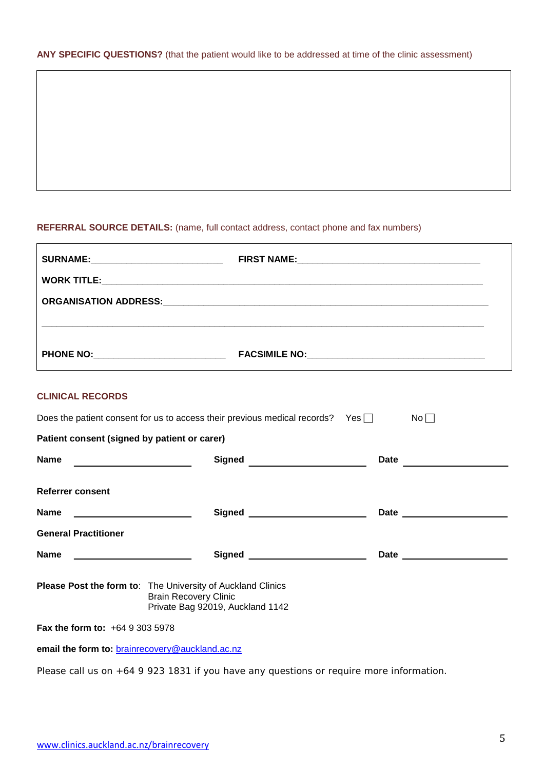**ANY SPECIFIC QUESTIONS?** (that the patient would like to be addressed at time of the clinic assessment)

**REFERRAL SOURCE DETAILS:** (name, full contact address, contact phone and fax numbers)

**SURNAME:**\_\_\_\_\_\_\_\_\_\_\_\_\_\_\_\_\_\_\_\_\_\_\_\_\_\_ **FIRST NAME:**\_\_\_\_\_\_\_\_\_\_\_\_\_\_\_\_\_\_\_\_\_\_\_\_\_\_\_\_\_\_\_\_\_\_\_\_\_

**WORK TITLE:**\_\_\_\_\_\_\_\_\_\_\_\_\_\_\_\_\_\_\_\_\_\_\_\_\_\_\_\_\_\_\_\_\_\_\_\_\_\_\_\_\_\_\_\_\_\_\_\_\_\_\_\_\_\_\_\_\_\_\_\_\_\_\_\_\_\_\_\_\_\_\_\_\_

**ORGANISATION ADDRESS:**\_\_\_\_\_\_\_\_\_\_\_\_\_\_\_\_\_\_\_\_\_\_\_\_\_\_\_\_\_\_\_\_\_\_\_\_\_\_\_\_\_\_\_\_\_\_\_\_\_\_\_\_\_\_\_\_\_\_\_\_\_\_

\_\_\_\_\_\_\_\_\_\_\_\_\_\_\_\_\_\_\_\_\_\_\_\_\_\_\_\_\_\_\_\_\_\_\_\_\_\_\_\_\_\_\_\_\_\_\_\_\_\_\_\_\_\_\_\_\_\_\_\_\_\_\_\_\_\_\_\_\_\_\_\_\_\_\_\_\_\_\_\_\_\_\_\_\_

**PHONE NO:**\_\_\_\_\_\_\_\_\_\_\_\_\_\_\_\_\_\_\_\_\_\_\_\_\_\_ **FACSIMILE NO:**\_\_\_\_\_\_\_\_\_\_\_\_\_\_\_\_\_\_\_\_\_\_\_\_\_\_\_\_\_\_\_\_\_\_\_\_

## CLINICAL RECORDS

Does the patient consent for us to access their previous medical records? Yes ☐ No ☐

**Patient consent (signed by patient or carer)**

**Name** \_\_\_\_\_\_\_\_\_\_\_\_\_\_\_\_\_\_\_\_ **Signed** \_\_\_\_\_\_\_\_\_\_\_\_\_\_\_\_\_\_\_\_ **Date** \_\_\_\_\_\_\_\_\_\_\_\_\_\_\_\_\_\_

**Referrer consent**

**Name** \_\_\_\_\_\_\_\_\_\_\_\_\_\_\_\_\_\_\_\_ **Signed** \_\_\_\_\_\_\_\_\_\_\_\_\_\_\_\_\_\_\_\_ **Date** \_\_\_\_\_\_\_\_\_\_\_\_\_\_\_\_\_\_

**General Practitioner**

**Name** \_\_\_\_\_\_\_\_\_\_\_\_\_\_\_\_\_\_\_\_ **Signed** \_\_\_\_\_\_\_\_\_\_\_\_\_\_\_\_\_\_\_\_ **Date** \_\_\_\_\_\_\_\_\_\_\_\_\_\_\_\_\_\_

**Please Post the form to**: The University of Auckland Clinics
Brain Recovery Clinic
Private Bag 92019, Auckland 1142

**Fax the form to:** +64 9 303 5978

**email the form to:** brainrecovery@auckland.ac.nz

Please call us on +64 9 923 1831 if you have any questions or require more information.

www.clinics.auckland.ac.nz/brainrecovery